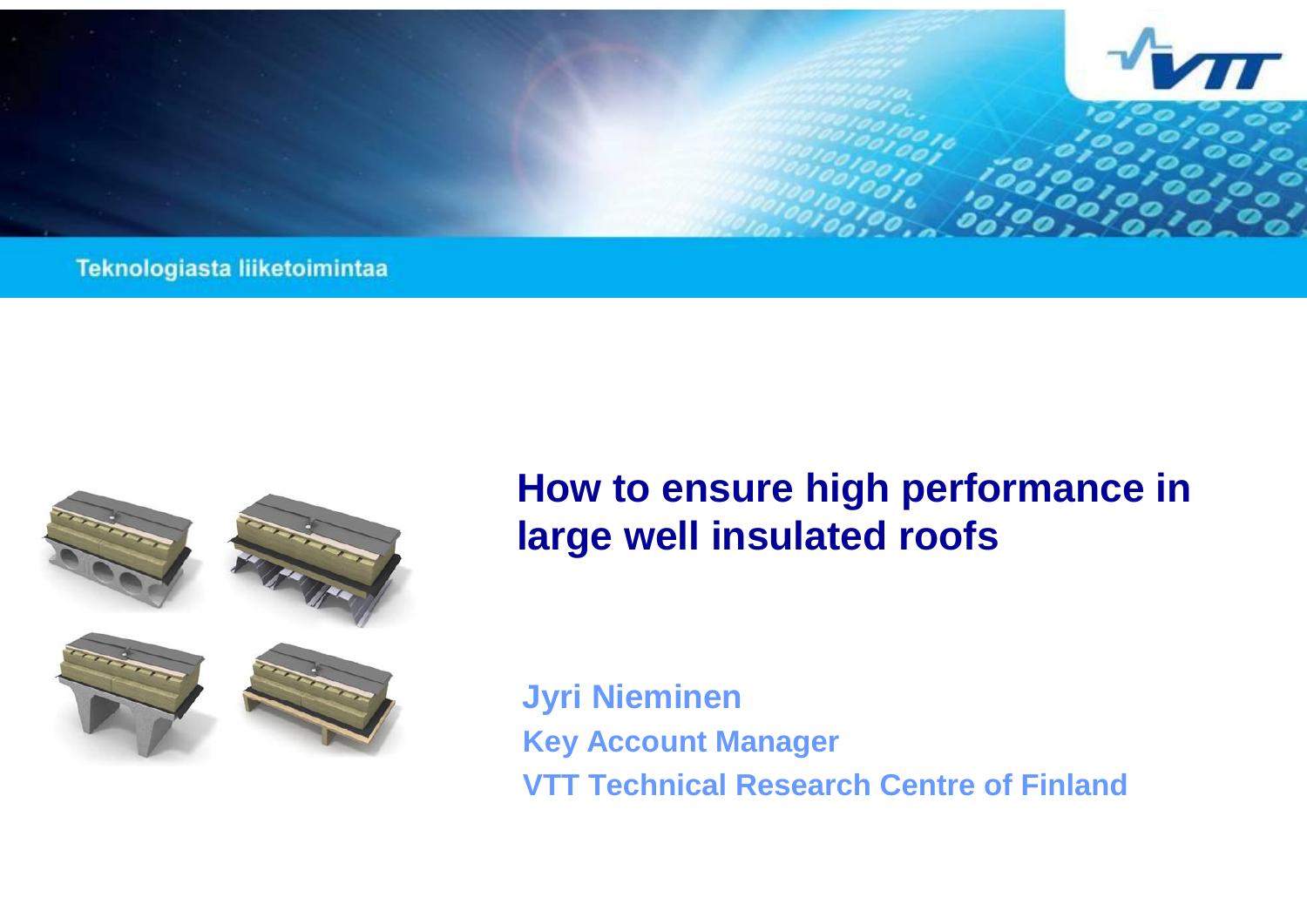Teknologiasta liiketoimintaa

# How to ensure high performance in large well insulated roofs

**Jyri Nieminen**

**Key Account Manager**

**VTT Technical Research Centre of Finland**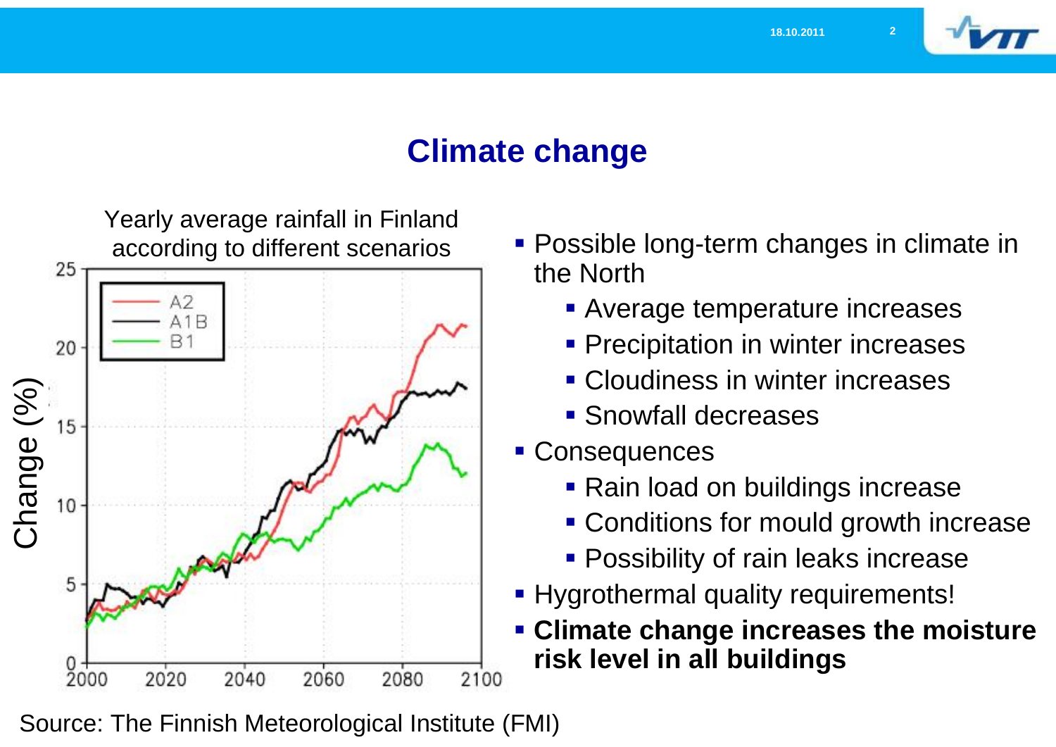# Climate change

Yearly average rainfall in Finland according to different scenarios

- Possible long-term changes in climate in the North
  - Average temperature increases
  - Precipitation in winter increases
  - Cloudiness in winter increases
  - Snowfall decreases
- Consequences
  - Rain load on buildings increase
  - Conditions for mould growth increase
  - Possibility of rain leaks increase
- Hygrothermal quality requirements!
- **Climate change increases the moisture risk level in all buildings**

Source: The Finnish Meteorological Institute (FMI)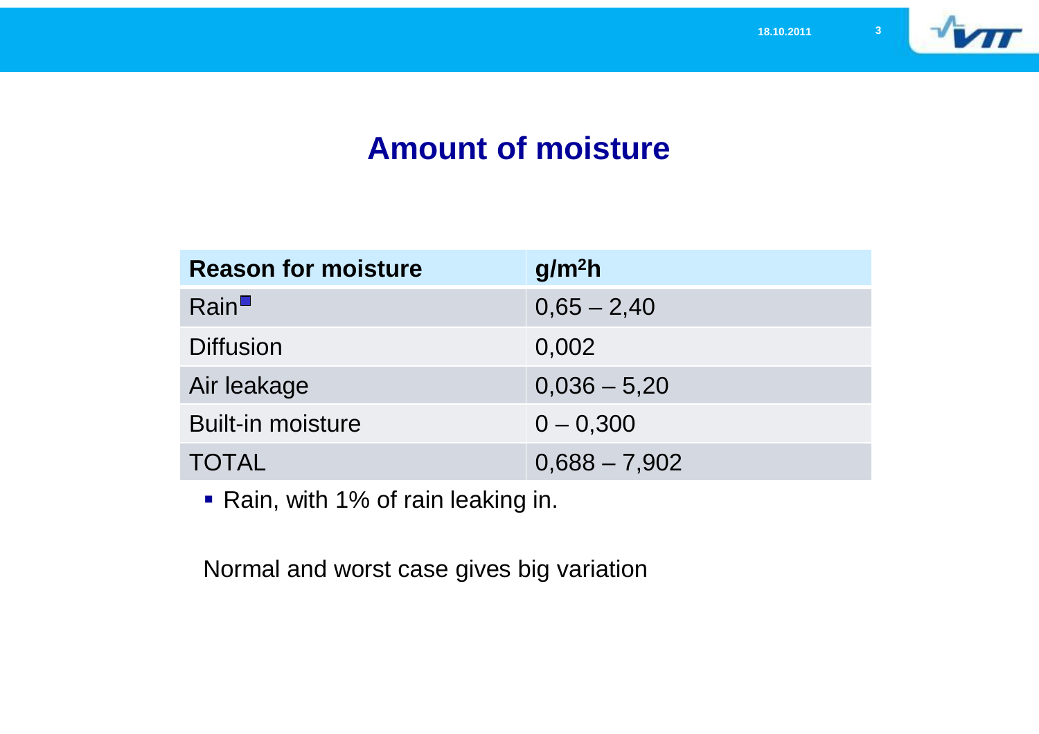# Amount of moisture

| Reason for moisture | $g/m^2h$ |
|---|---|
| Rain▪ | 0,65 – 2,40 |
| Diffusion | 0,002 |
| Air leakage | 0,036 – 5,20 |
| Built-in moisture | 0 – 0,300 |
| TOTAL | 0,688 – 7,902 |

- Rain, with 1% of rain leaking in.

Normal and worst case gives big variation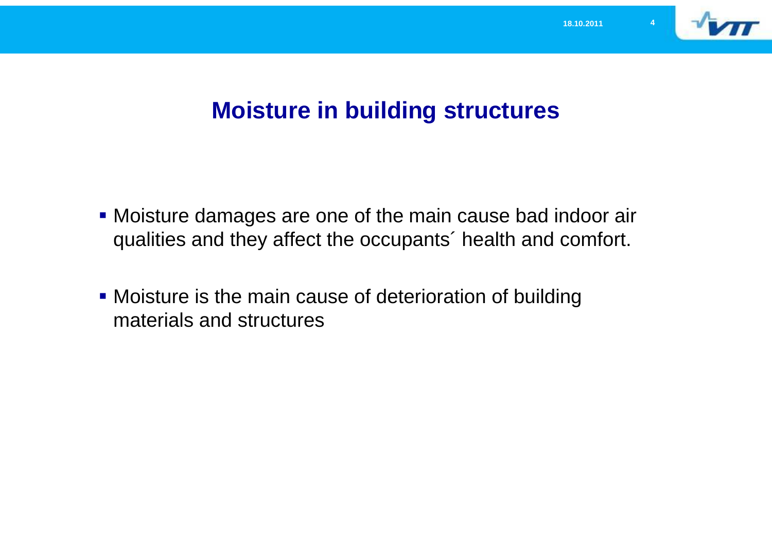# Moisture in building structures

- Moisture damages are one of the main cause bad indoor air qualities and they affect the occupants´ health and comfort.
- Moisture is the main cause of deterioration of building materials and structures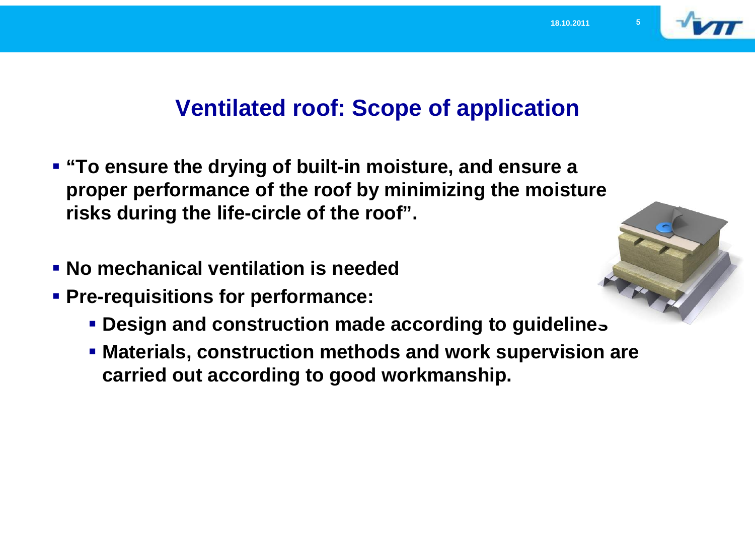# Ventilated roof: Scope of application

- **"To ensure the drying of built-in moisture, and ensure a proper performance of the roof by minimizing the moisture risks during the life-circle of the roof".**
- **No mechanical ventilation is needed**
- **Pre-requisitions for performance:**
  - **Design and construction made according to guidelines**
  - **Materials, construction methods and work supervision are carried out according to good workmanship.**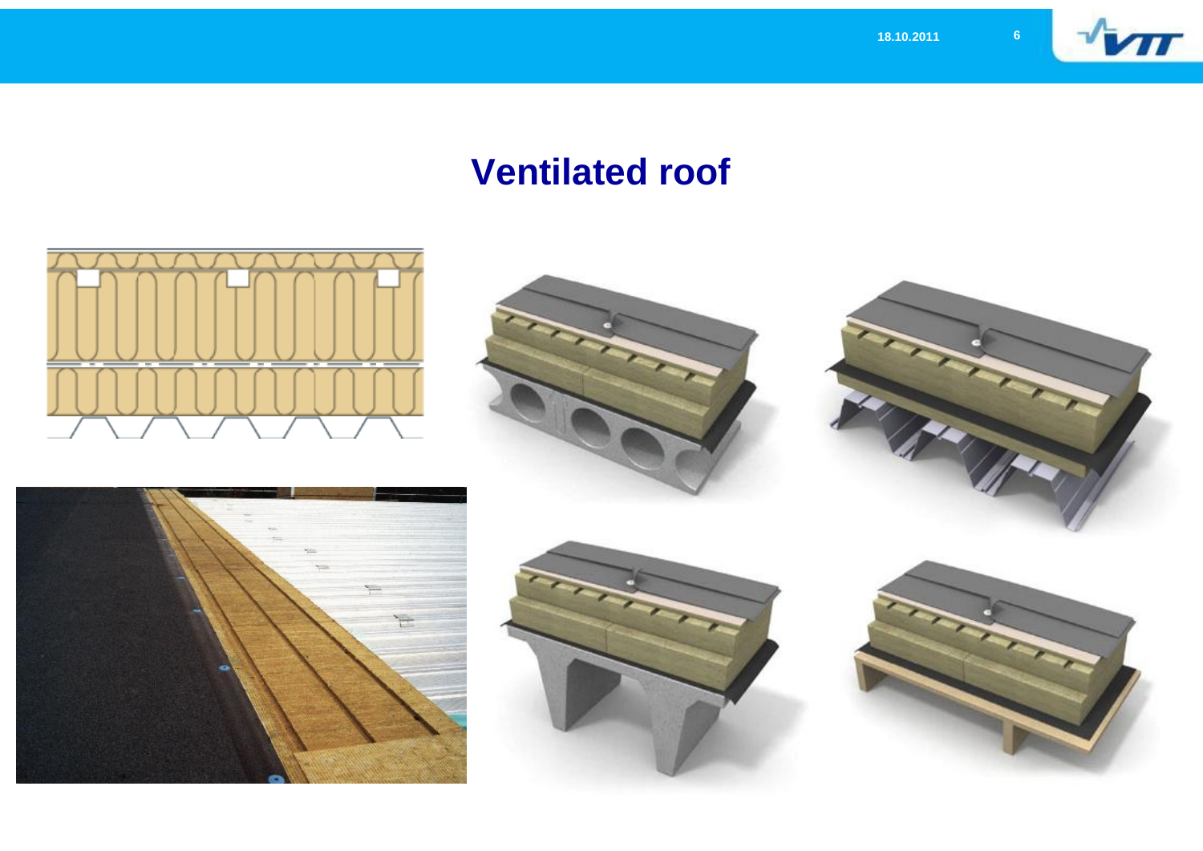# Ventilated roof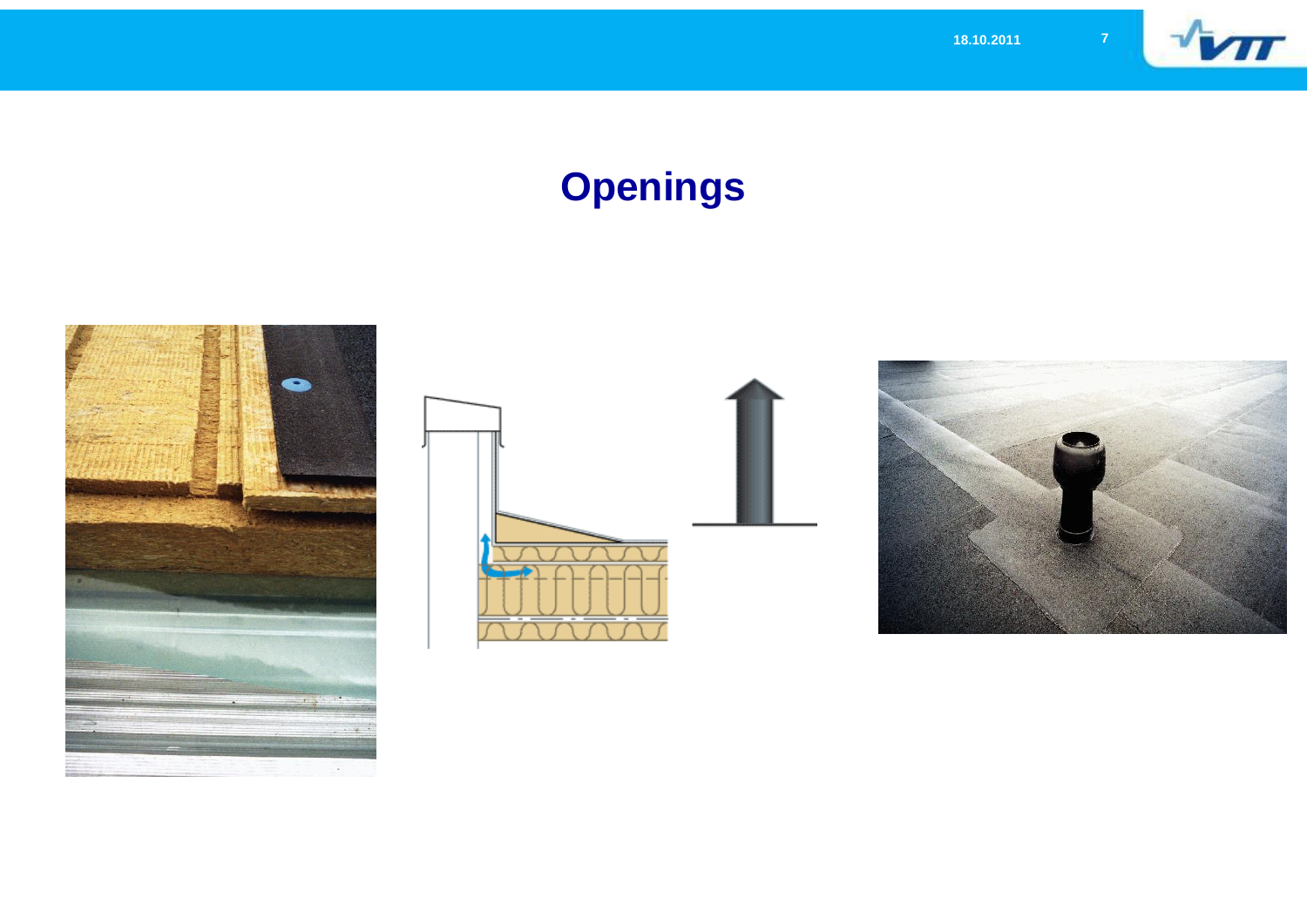# Openings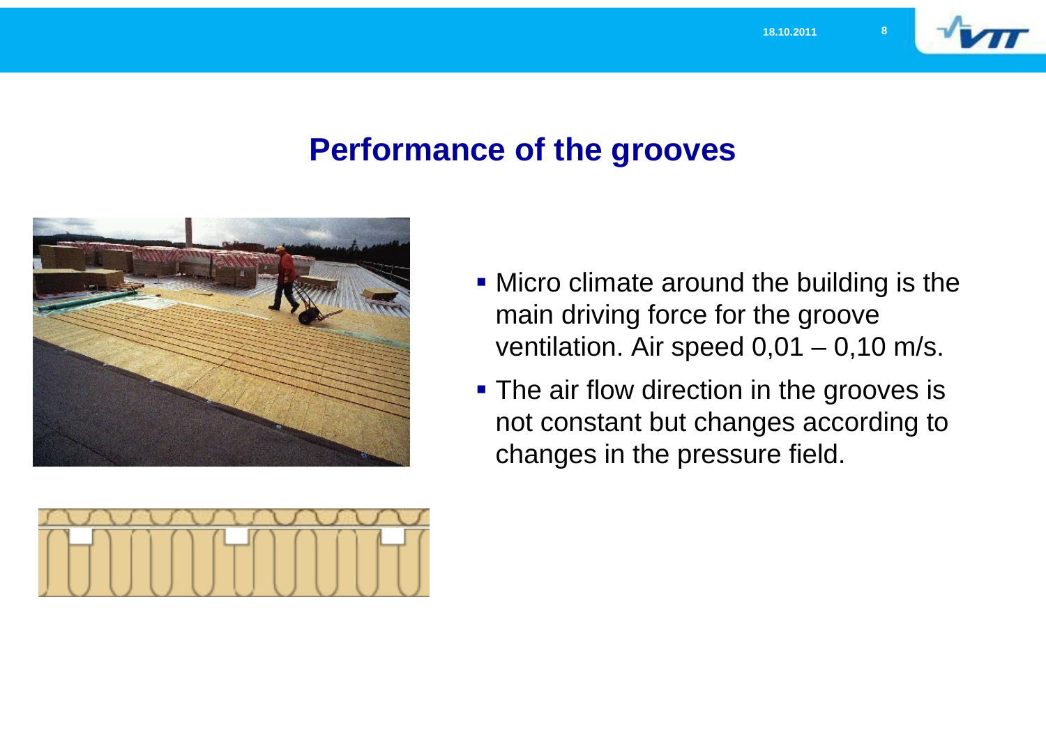# Performance of the grooves

- Micro climate around the building is the main driving force for the groove ventilation. Air speed 0,01 – 0,10 m/s.
- The air flow direction in the grooves is not constant but changes according to changes in the pressure field.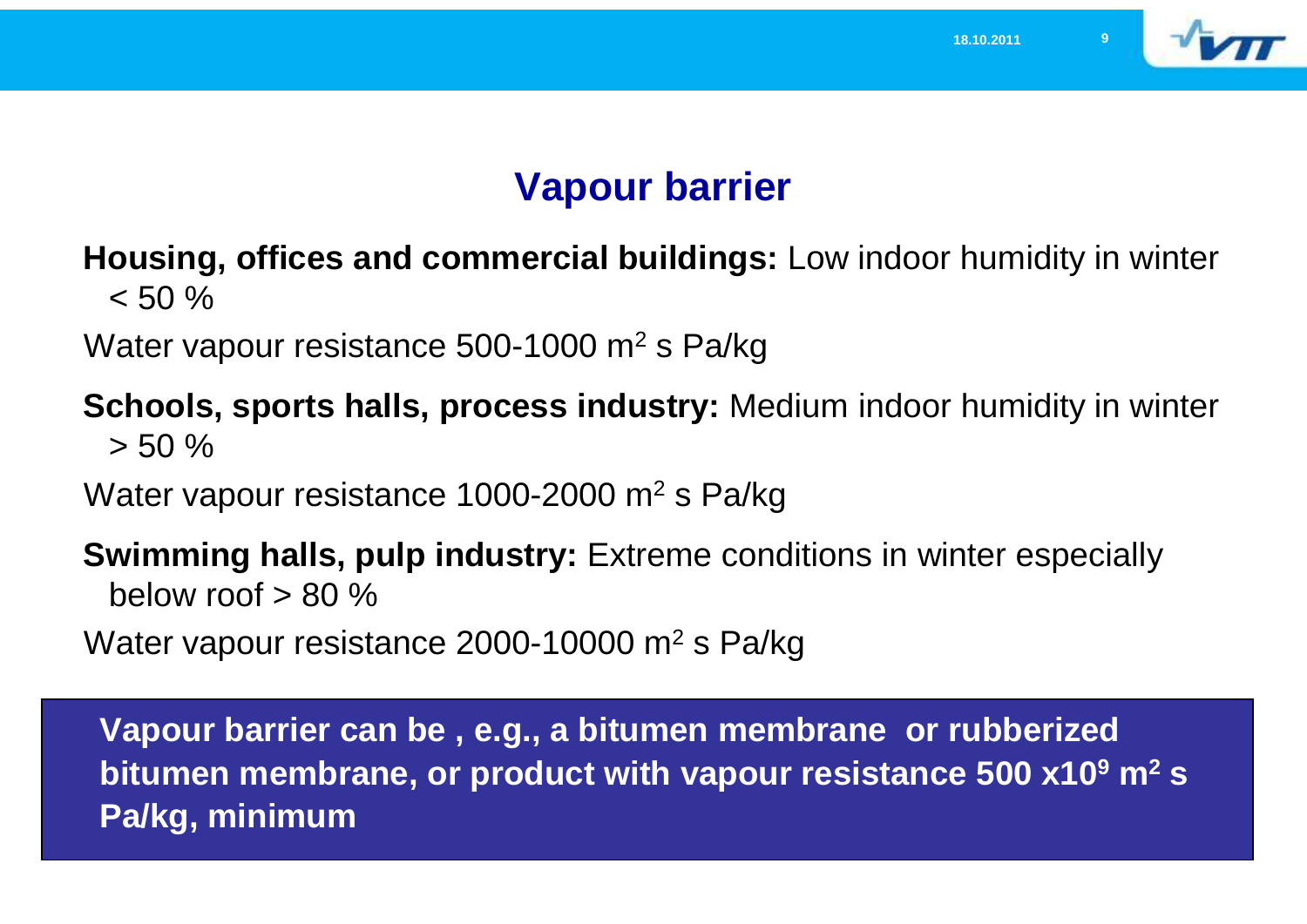# Vapour barrier

**Housing, offices and commercial buildings:** Low indoor humidity in winter < 50 %

Water vapour resistance 500-1000 $m^2$ s Pa/kg

**Schools, sports halls, process industry:** Medium indoor humidity in winter > 50 %

Water vapour resistance 1000-2000 $m^2$ s Pa/kg

**Swimming halls, pulp industry:** Extreme conditions in winter especially below roof > 80 %

Water vapour resistance 2000-10000 $m^2$ s Pa/kg

**Vapour barrier can be , e.g., a bitumen membrane or rubberized bitumen membrane, or product with vapour resistance 500 x$10^9$ $m^2$ s Pa/kg, minimum**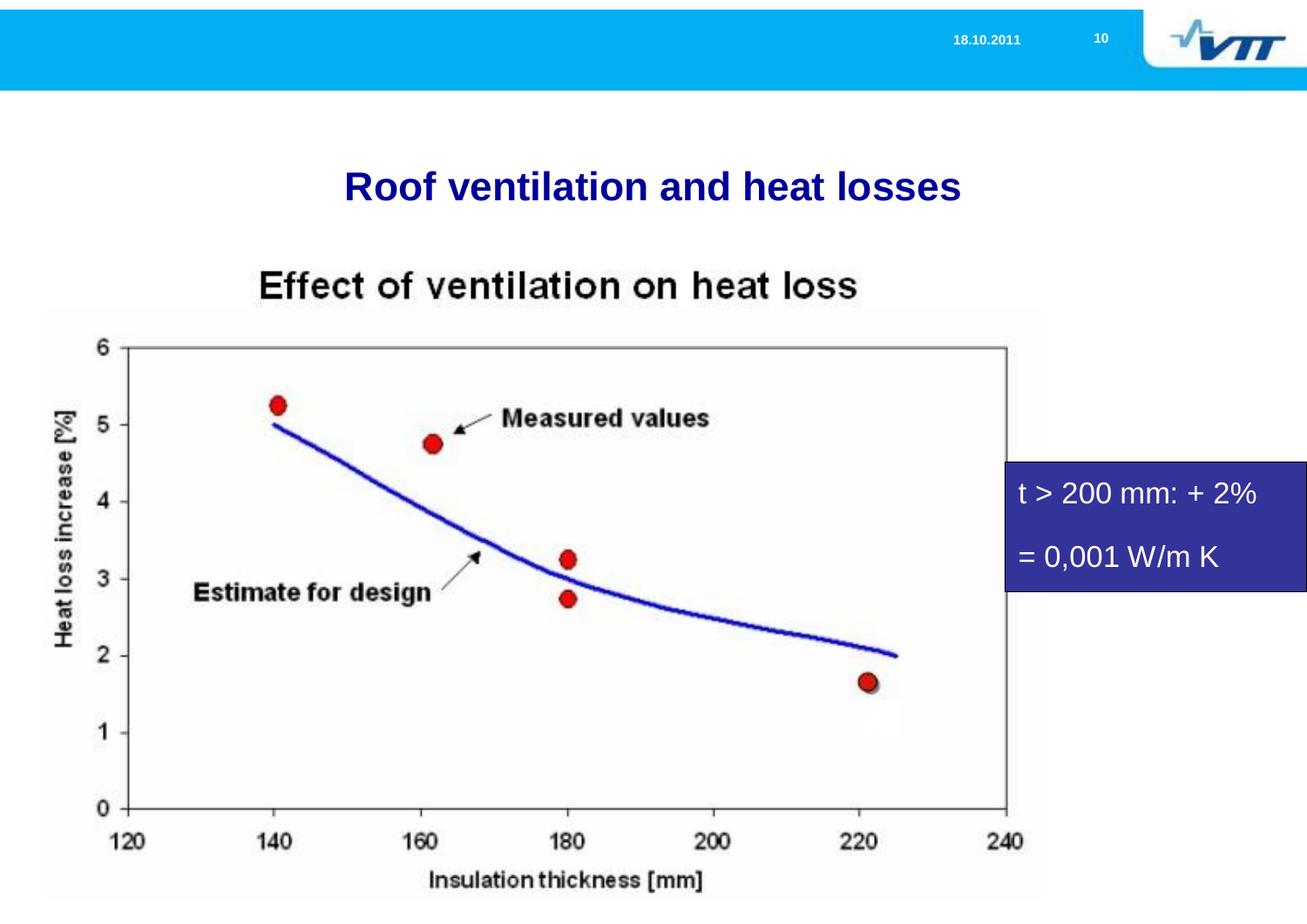# Roof ventilation and heat losses

## Effect of ventilation on heat loss

Heat loss increase [%]

Insulation thickness [mm]

Measured values

Estimate for design

t > 200 mm: + 2%

= 0,001 W/m K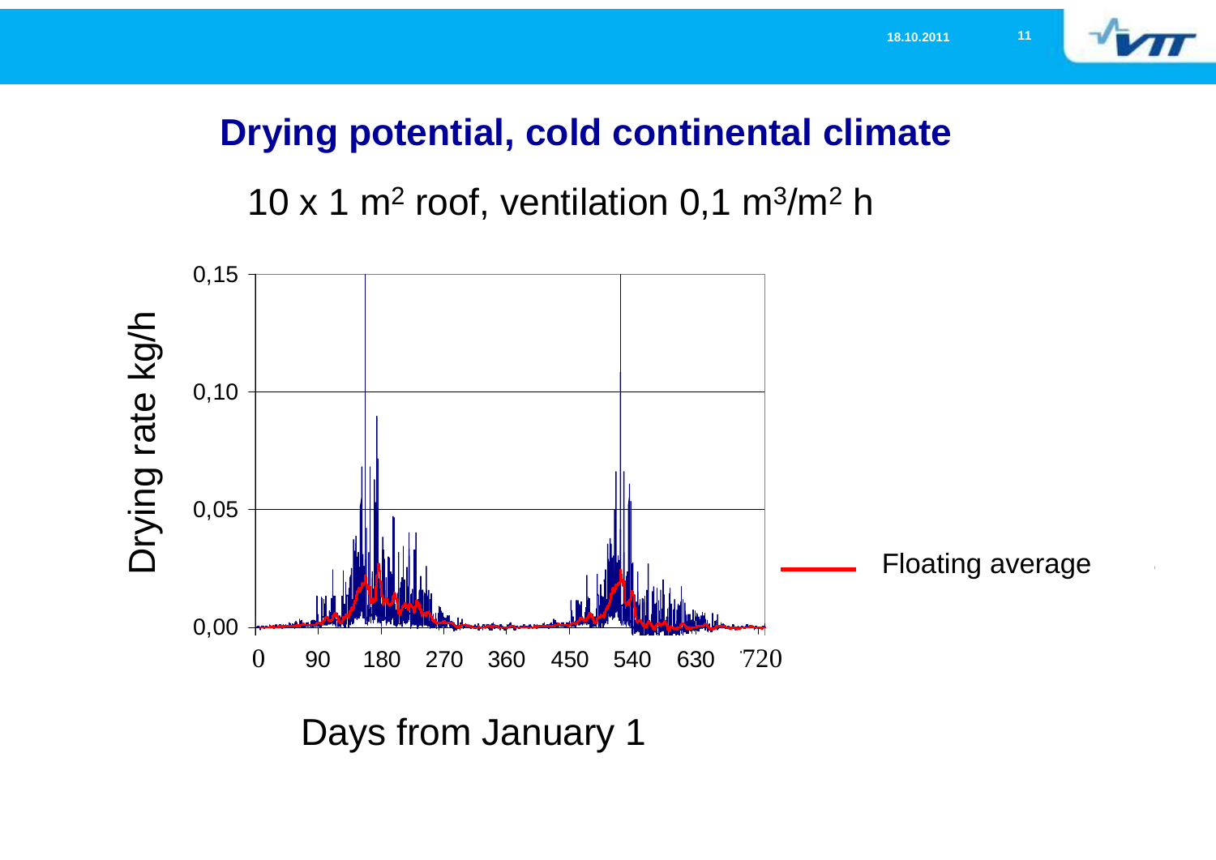## Drying potential, cold continental climate

10 x 1 $m^2$ roof, ventilation 0,1 $m^3/m^2$ h

Drying rate kg/h

0,15
0,10
0,05
0,00

0 90 180 270 360 450 540 630 720

Days from January 1

Floating average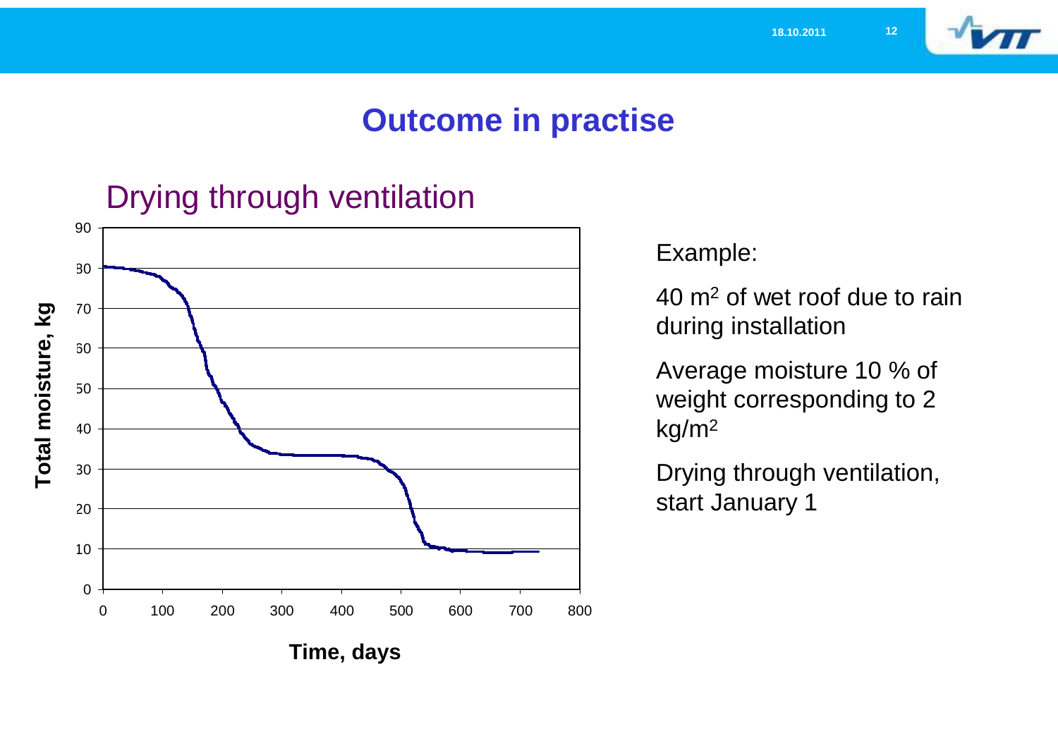# Outcome in practise

## Drying through ventilation

Total moisture, kg

Time, days

Example:

40 $m^2$ of wet roof due to rain during installation

Average moisture 10 % of weight corresponding to 2 $kg/m^2$

Drying through ventilation, start January 1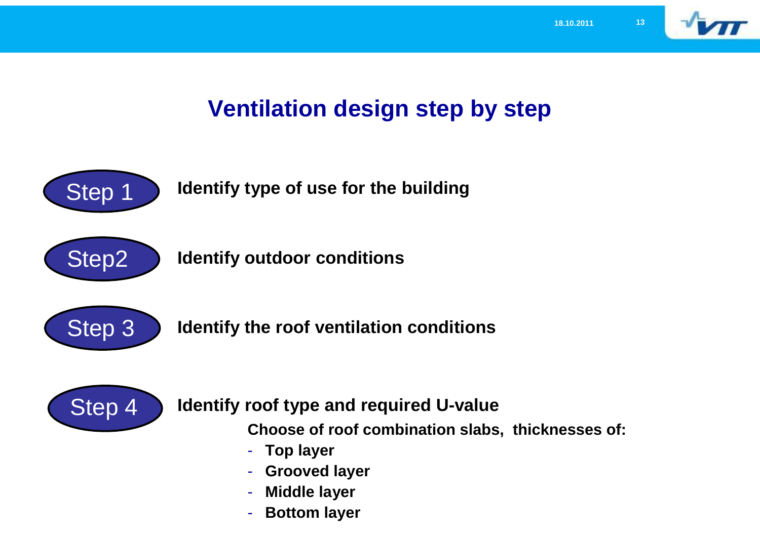# Ventilation design step by step

**Step 1** — **Identify type of use for the building**

**Step2** — **Identify outdoor conditions**

**Step 3** — **Identify the roof ventilation conditions**

**Step 4** — **Identify roof type and required U-value**

**Choose of roof combination slabs, thicknesses of:**

- **Top layer**
- **Grooved layer**
- **Middle layer**
- **Bottom layer**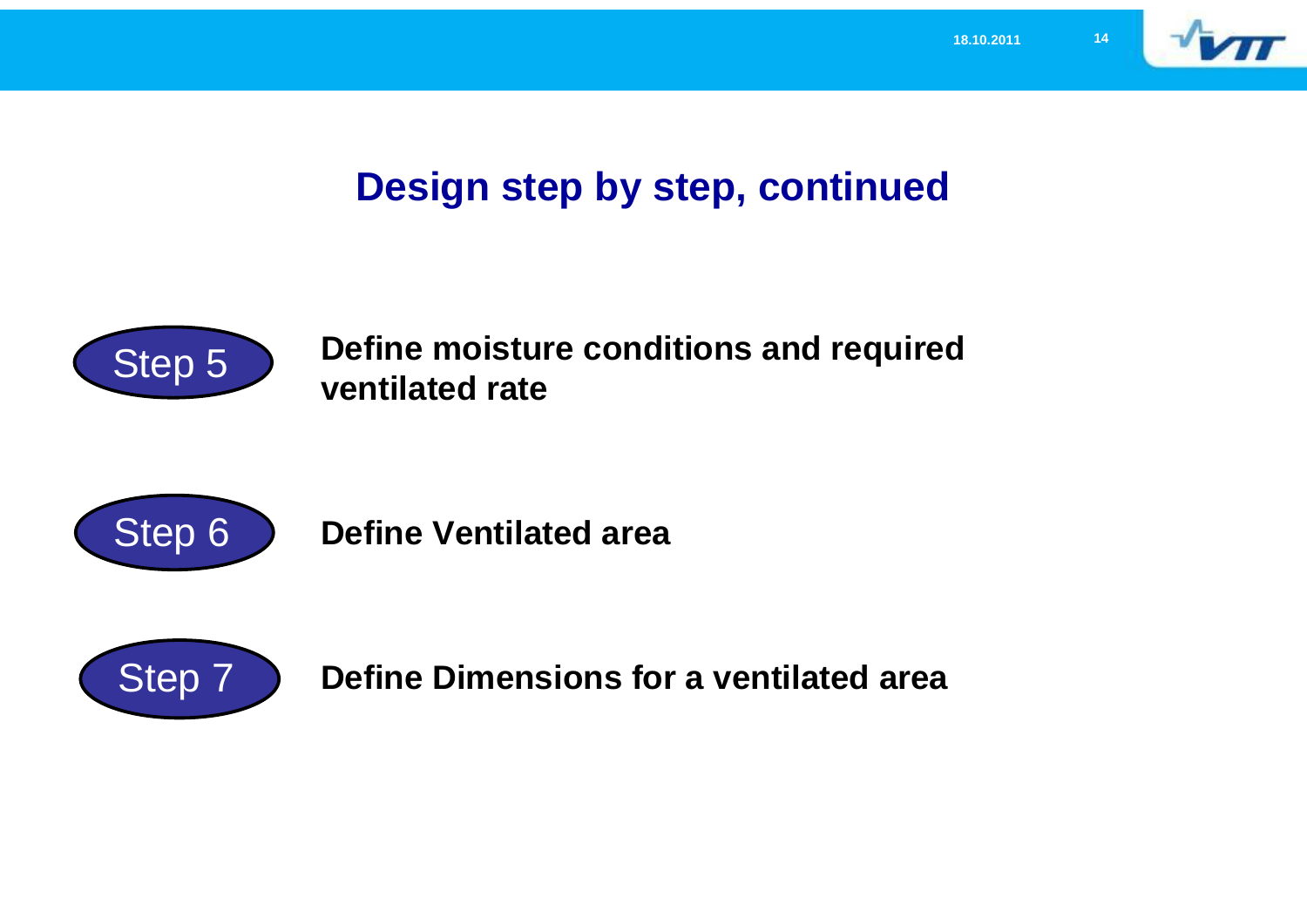# Design step by step, continued

**Step 5** **Define moisture conditions and required ventilated rate**

**Step 6** **Define Ventilated area**

**Step 7** **Define Dimensions for a ventilated area**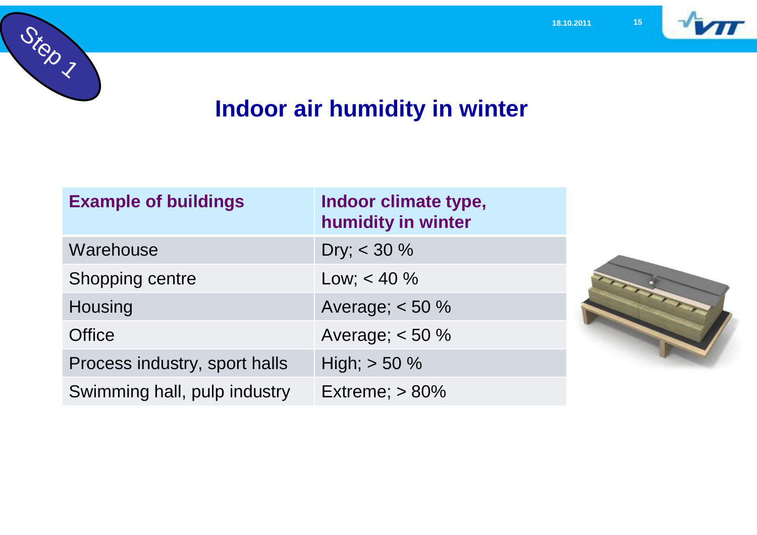Step 1

# Indoor air humidity in winter

| Example of buildings | Indoor climate type, humidity in winter |
| --- | --- |
| Warehouse | Dry; < 30 % |
| Shopping centre | Low; < 40 % |
| Housing | Average; < 50 % |
| Office | Average; < 50 % |
| Process industry, sport halls | High; > 50 % |
| Swimming hall, pulp industry | Extreme; > 80% |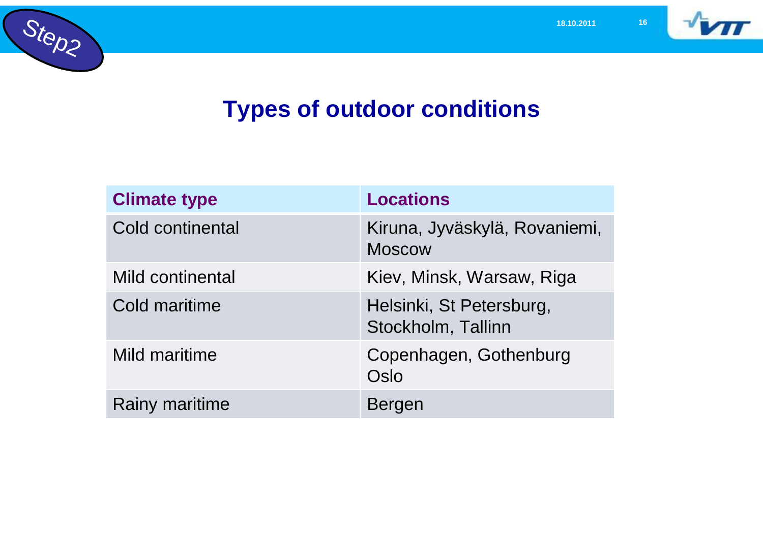Step2

# Types of outdoor conditions

| Climate type | Locations |
| --- | --- |
| Cold continental | Kiruna, Jyväskylä, Rovaniemi, Moscow |
| Mild continental | Kiev, Minsk, Warsaw, Riga |
| Cold maritime | Helsinki, St Petersburg, Stockholm, Tallinn |
| Mild maritime | Copenhagen, Gothenburg Oslo |
| Rainy maritime | Bergen |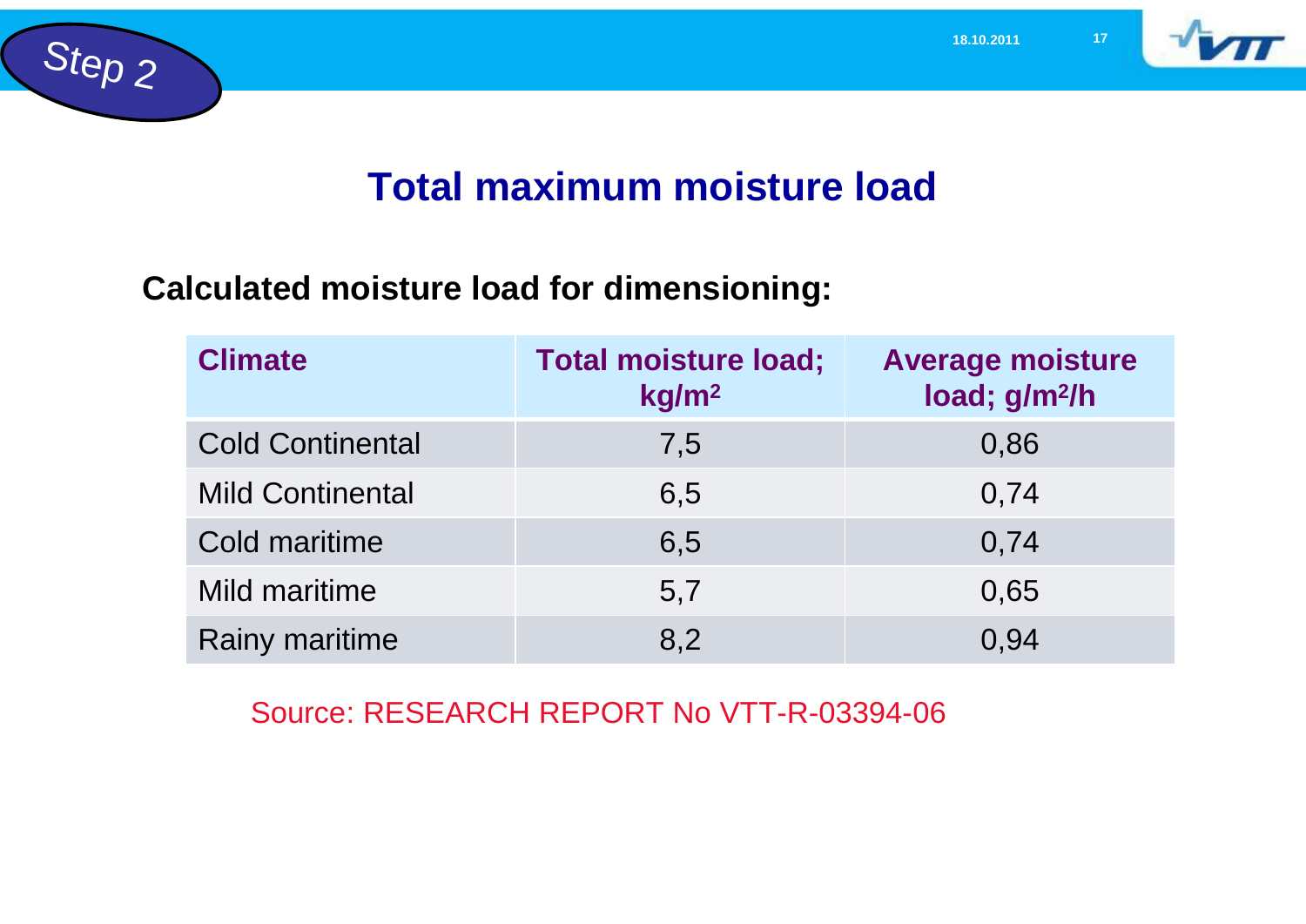Step 2

# Total maximum moisture load

**Calculated moisture load for dimensioning:**

| Climate | Total moisture load; $kg/m^2$ | Average moisture load; $g/m^2/h$ |
|---|---|---|
| Cold Continental | 7,5 | 0,86 |
| Mild Continental | 6,5 | 0,74 |
| Cold maritime | 6,5 | 0,74 |
| Mild maritime | 5,7 | 0,65 |
| Rainy maritime | 8,2 | 0,94 |

Source: RESEARCH REPORT No VTT-R-03394-06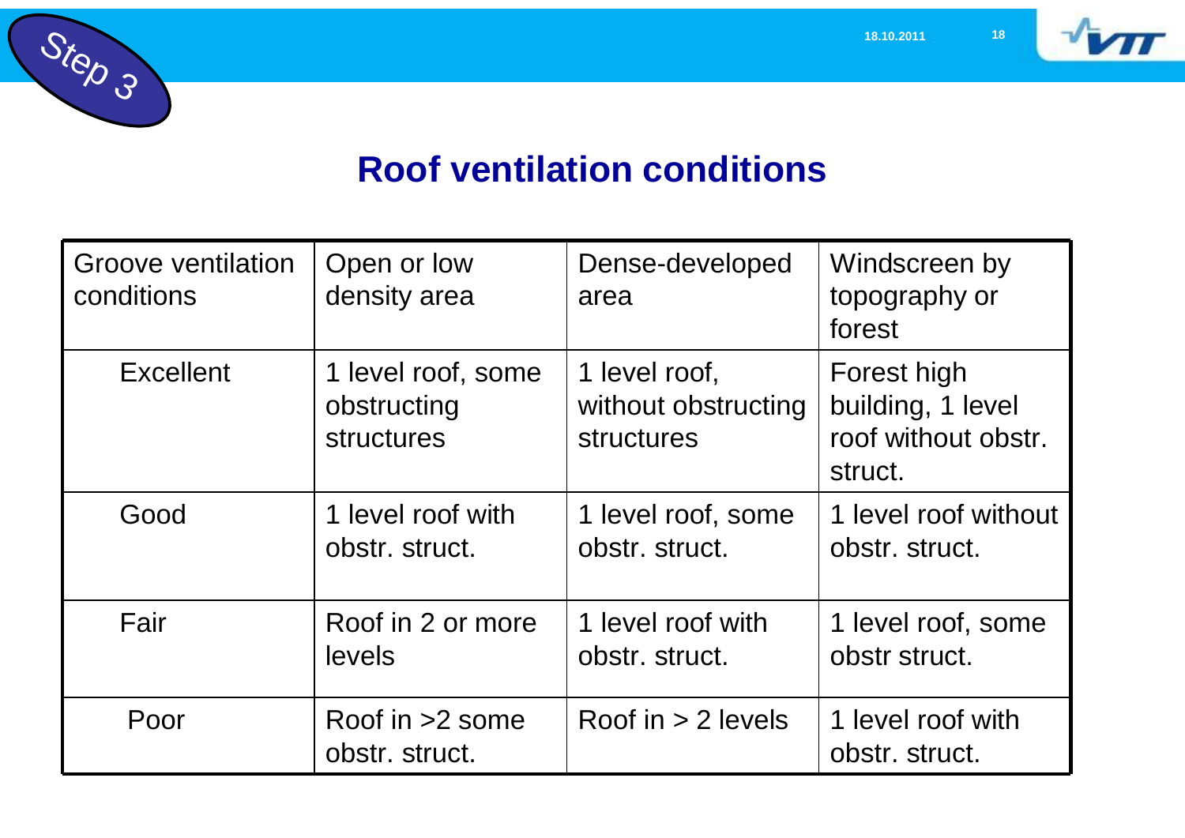Step 3

## Roof ventilation conditions

| Groove ventilation conditions | Open or low density area | Dense-developed area | Windscreen by topography or forest |
| --- | --- | --- | --- |
| Excellent | 1 level roof, some obstructing structures | 1 level roof, without obstructing structures | Forest high building, 1 level roof without obstr. struct. |
| Good | 1 level roof with obstr. struct. | 1 level roof, some obstr. struct. | 1 level roof without obstr. struct. |
| Fair | Roof in 2 or more levels | 1 level roof with obstr. struct. | 1 level roof, some obstr struct. |
| Poor | Roof in >2 some obstr. struct. | Roof in > 2 levels | 1 level roof with obstr. struct. |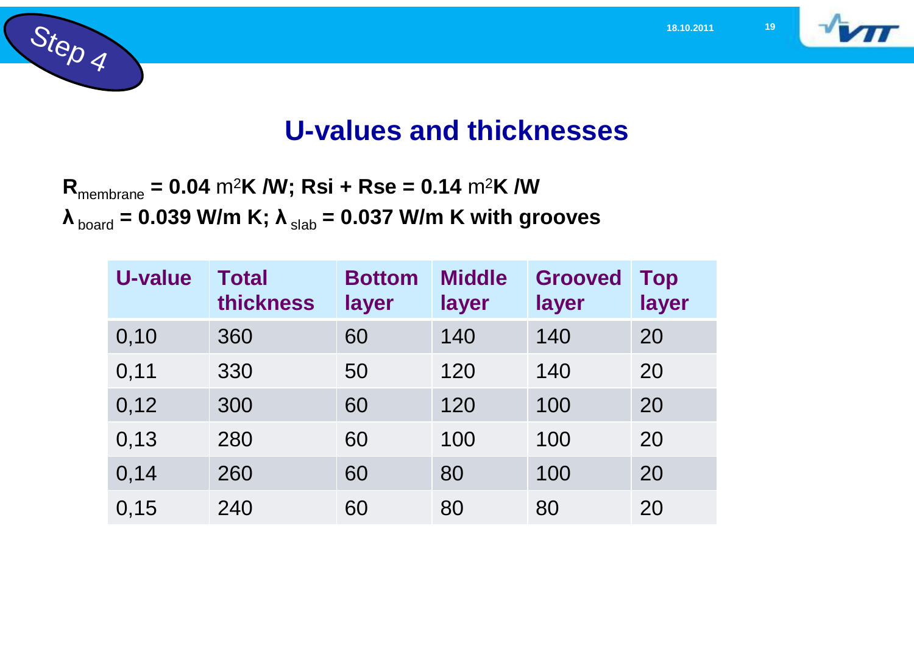Step 4

# U-values and thicknesses

**$R_{membrane}$ = 0.04 $m^2K$ /W; Rsi + Rse = 0.14 $m^2K$ /W**
**$\lambda_{board}$ = 0.039 W/m K; $\lambda_{slab}$ = 0.037 W/m K with grooves**

| U-value | Total thickness | Bottom layer | Middle layer | Grooved layer | Top layer |
|---|---|---|---|---|---|
| 0,10 | 360 | 60 | 140 | 140 | 20 |
| 0,11 | 330 | 50 | 120 | 140 | 20 |
| 0,12 | 300 | 60 | 120 | 100 | 20 |
| 0,13 | 280 | 60 | 100 | 100 | 20 |
| 0,14 | 260 | 60 | 80 | 100 | 20 |
| 0,15 | 240 | 60 | 80 | 80 | 20 |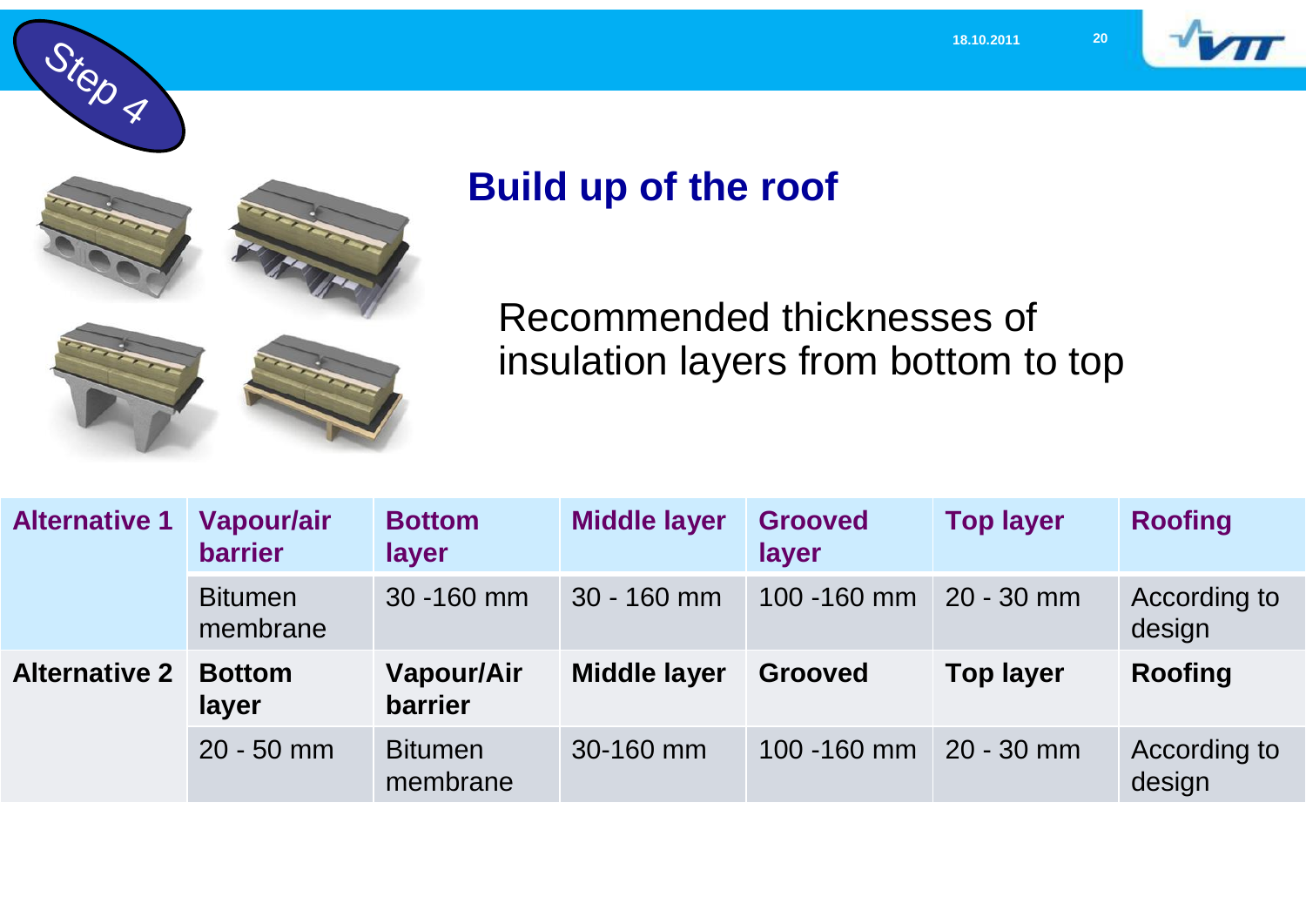Step 4

## Build up of the roof

Recommended thicknesses of insulation layers from bottom to top

| Alternative 1 | Vapour/air barrier | Bottom layer | Middle layer | Grooved layer | Top layer | Roofing |
|---|---|---|---|---|---|---|
| | Bitumen membrane | 30 -160 mm | 30 - 160 mm | 100 -160 mm | 20 - 30 mm | According to design |
| **Alternative 2** | **Bottom layer** | **Vapour/Air barrier** | **Middle layer** | **Grooved** | **Top layer** | **Roofing** |
| | 20 - 50 mm | Bitumen membrane | 30-160 mm | 100 -160 mm | 20 - 30 mm | According to design |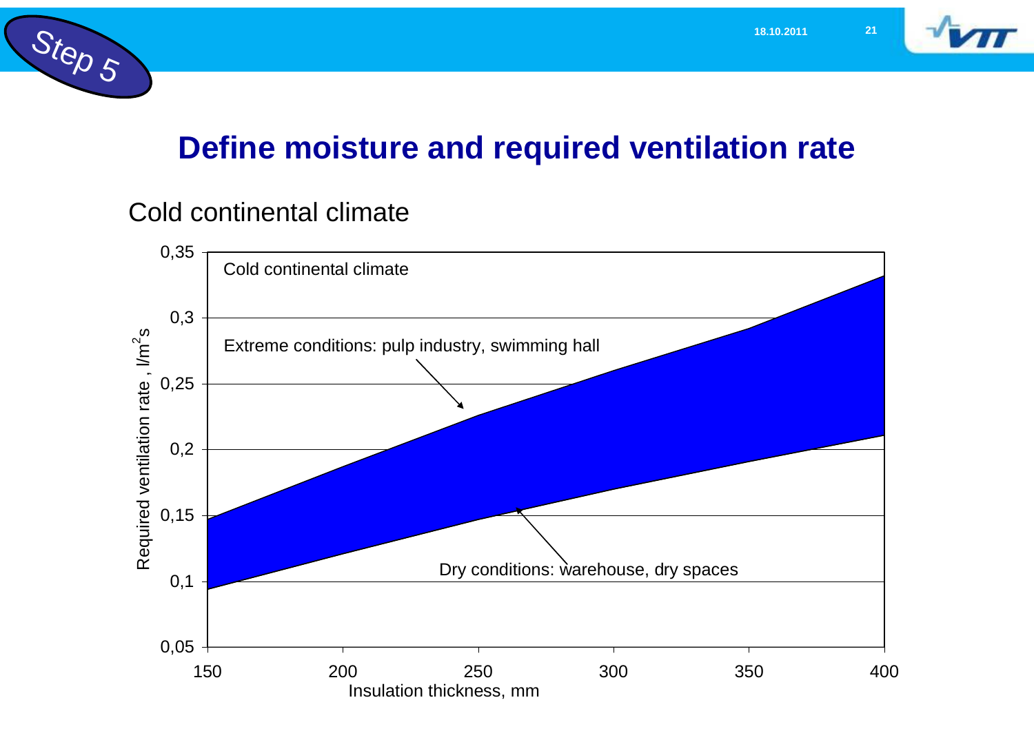Step 5

# Define moisture and required ventilation rate

Cold continental climate

Cold continental climate

Extreme conditions: pulp industry, swimming hall

Dry conditions: warehouse, dry spaces

Required ventilation rate , $l/m^2s$

Insulation thickness, mm

0,35
0,3
0,25
0,2
0,15
0,1
0,05

150 200 250 300 350 400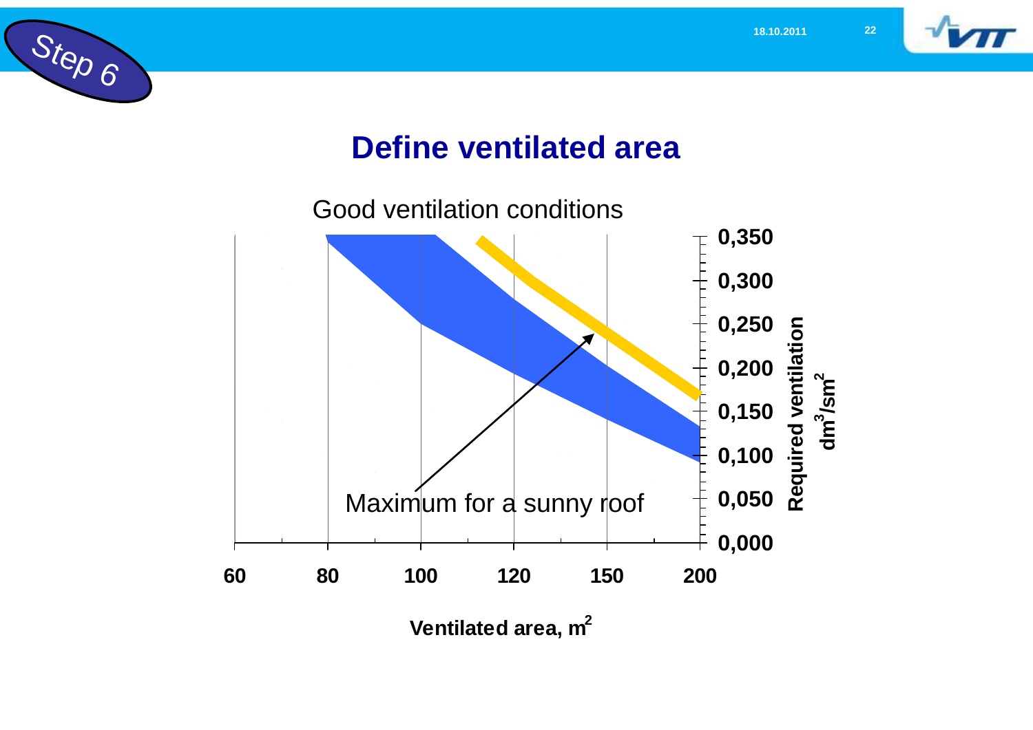Step 6

# Define ventilated area

Good ventilation conditions

Maximum for a sunny roof

Required ventilation $dm^3/sm^2$

0,350
0,300
0,250
0,200
0,150
0,100
0,050
0,000

60 80 100 120 150 200

Ventilated area, $m^2$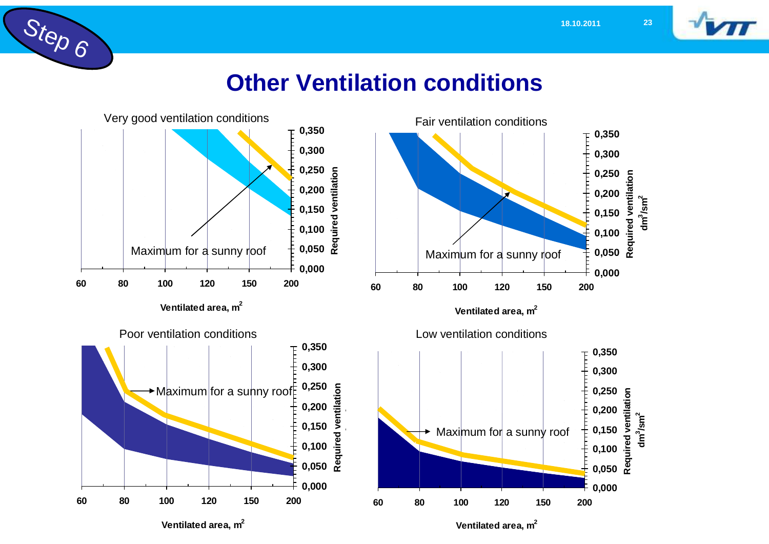Step 6

# Other Ventilation conditions

Very good ventilation conditions

Maximum for a sunny roof

Required ventilation

Ventilated area, $m^2$

Fair ventilation conditions

Maximum for a sunny roof

Required ventilation $dm^3/sm^2$

Ventilated area, $m^2$

Poor ventilation conditions

Maximum for a sunny roof

Required ventilation

Ventilated area, $m^2$

Low ventilation conditions

Maximum for a sunny roof

Required ventilation $dm^3/sm^2$

Ventilated area, $m^2$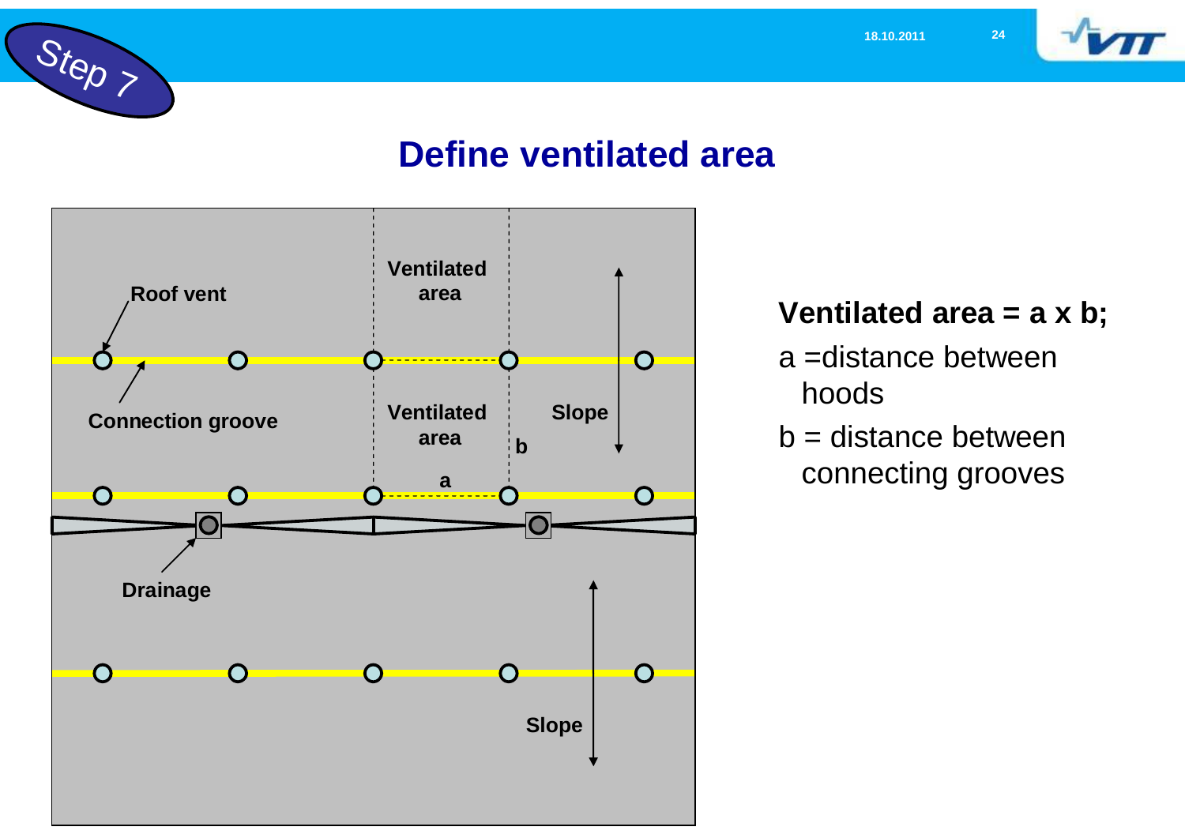Step 7

# Define ventilated area

Roof vent

Connection groove

Ventilated area

Ventilated area

Slope

b

a

Drainage

Slope

**Ventilated area = a x b;**

- a =distance between hoods
- b = distance between connecting grooves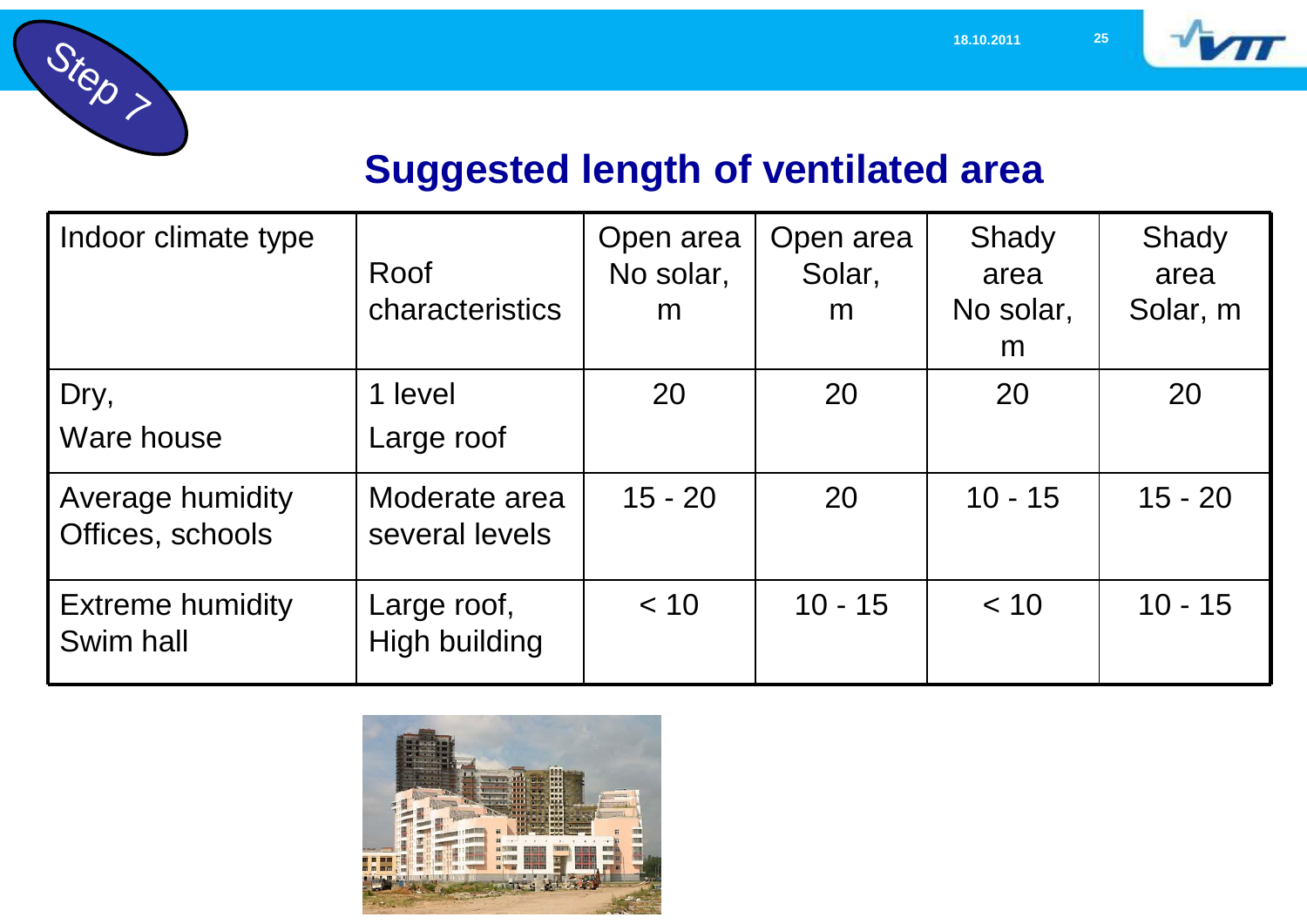Step 7

# Suggested length of ventilated area

| Indoor climate type | Roof characteristics | Open area No solar, m | Open area Solar, m | Shady area No solar, m | Shady area Solar, m |
|---|---|---|---|---|---|
| Dry, Ware house | 1 level Large roof | 20 | 20 | 20 | 20 |
| Average humidity Offices, schools | Moderate area several levels | 15 - 20 | 20 | 10 - 15 | 15 - 20 |
| Extreme humidity Swim hall | Large roof, High building | < 10 | 10 - 15 | < 10 | 10 - 15 |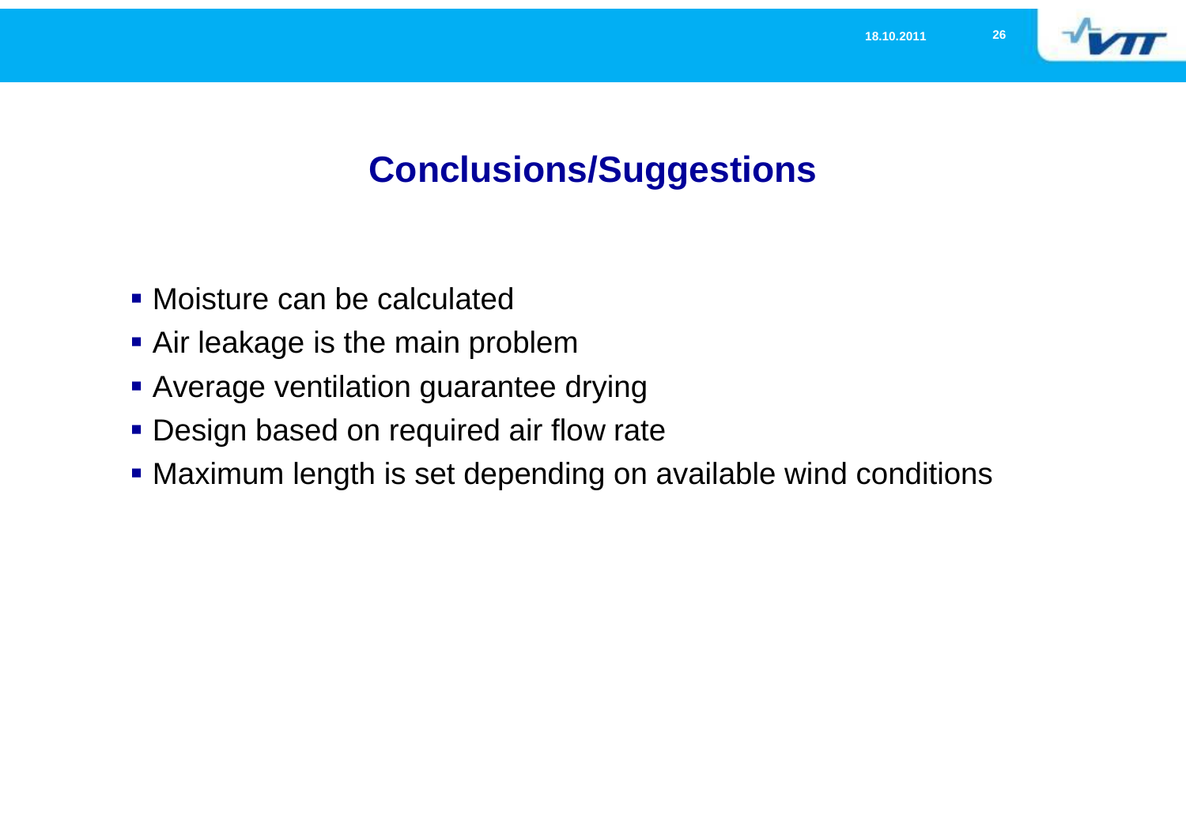# Conclusions/Suggestions

- Moisture can be calculated
- Air leakage is the main problem
- Average ventilation guarantee drying
- Design based on required air flow rate
- Maximum length is set depending on available wind conditions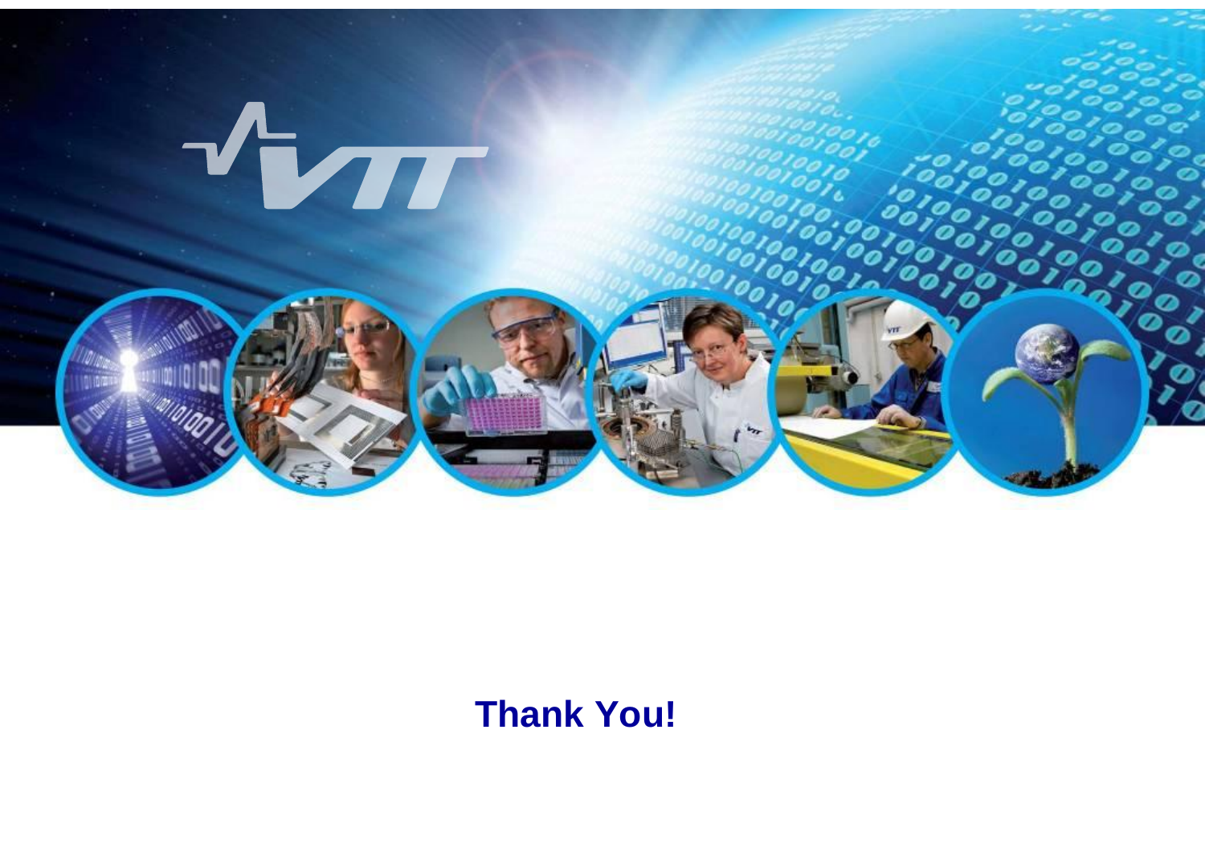**Thank You!**